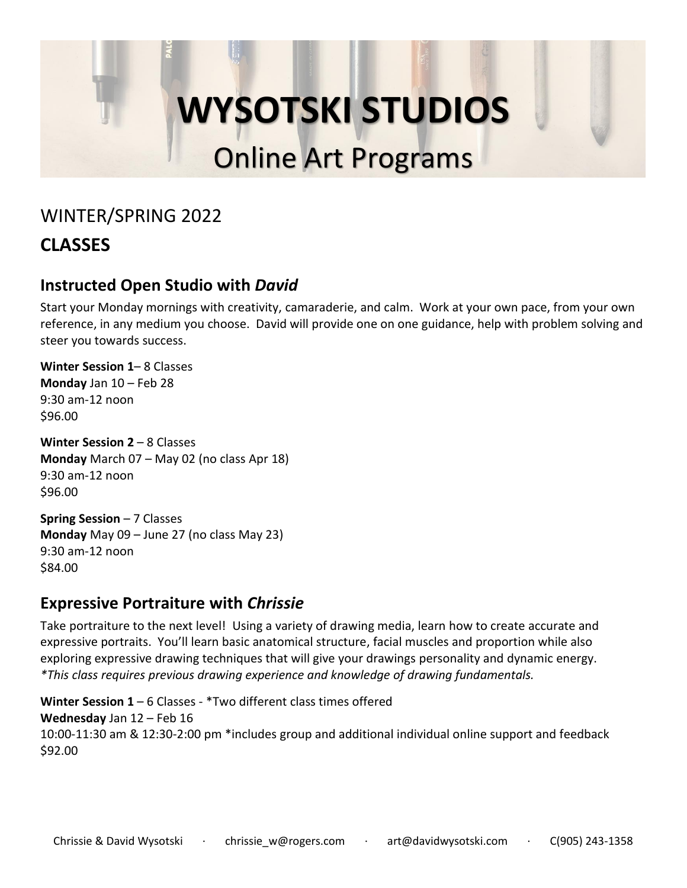# WYSOTSKI STUDIOS

## Online Art Programs

WINTER/SPRING 2022

## CLASSES

### Instructed Open Studio with *David*

Start your Monday mornings with creativity, camaraderie, and calm. Work at your own pace, from your own reference, in any medium you choose. David will provide one on one guidance, help with problem solving and steer you towards success.

**Winter Session 1**– 8 Classes
**Monday** Jan 10 – Feb 28
9:30 am-12 noon
$96.00

**Winter Session 2** – 8 Classes
**Monday** March 07 – May 02 (no class Apr 18)
9:30 am-12 noon
$96.00

**Spring Session** – 7 Classes
**Monday** May 09 – June 27 (no class May 23)
9:30 am-12 noon
$84.00

### Expressive Portraiture with *Chrissie*

Take portraiture to the next level! Using a variety of drawing media, learn how to create accurate and expressive portraits. You'll learn basic anatomical structure, facial muscles and proportion while also exploring expressive drawing techniques that will give your drawings personality and dynamic energy.
*\*This class requires previous drawing experience and knowledge of drawing fundamentals.*

**Winter Session 1** – 6 Classes - *Two different class times offered
**Wednesday** Jan 12 – Feb 16
10:00-11:30 am & 12:30-2:00 pm *includes group and additional individual online support and feedback
$92.00

Chrissie & David Wysotski · chrissie_w@rogers.com · art@davidwysotski.com · C(905) 243-1358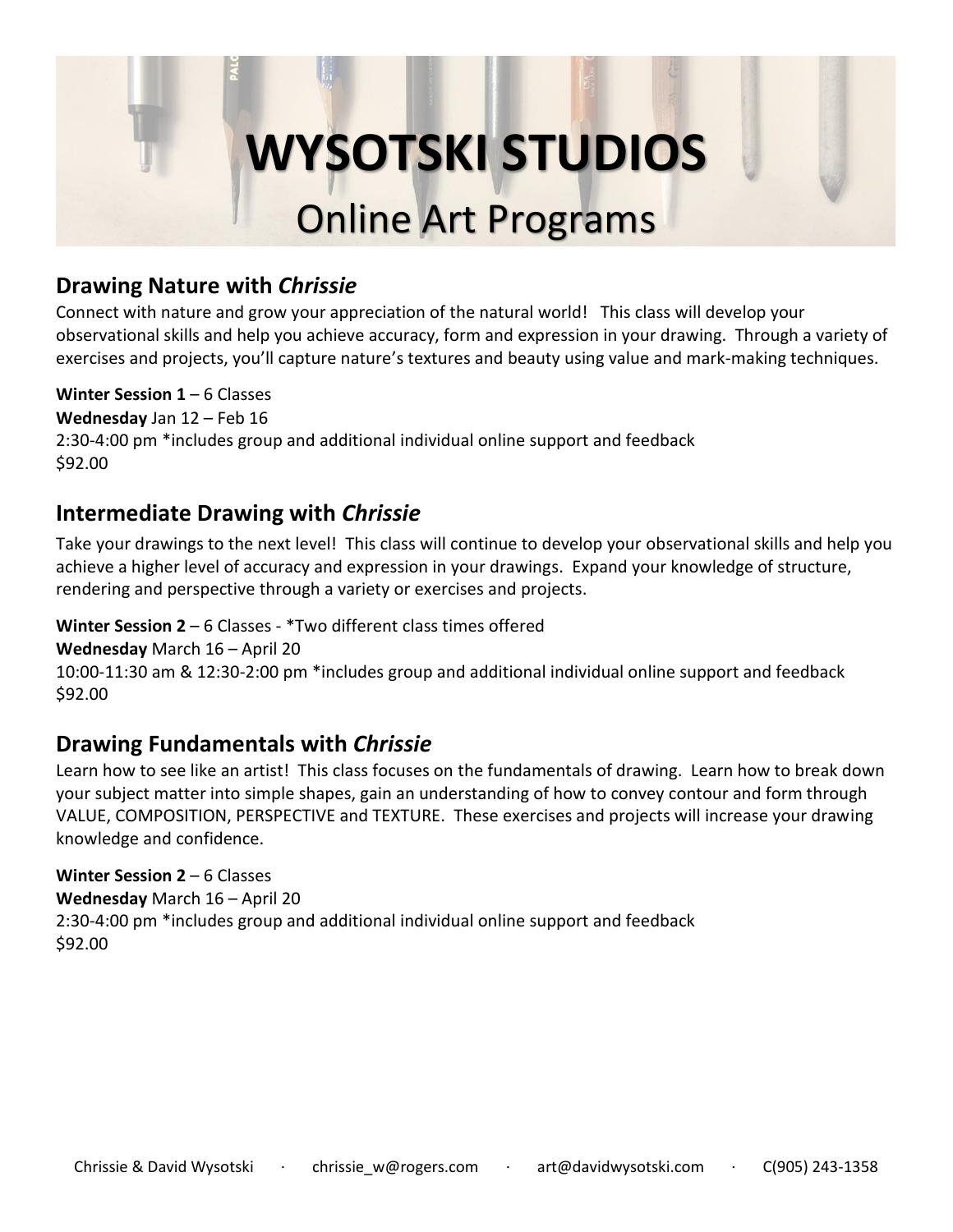# WYSOTSKI STUDIOS

## Online Art Programs

### Drawing Nature with *Chrissie*

Connect with nature and grow your appreciation of the natural world! This class will develop your observational skills and help you achieve accuracy, form and expression in your drawing. Through a variety of exercises and projects, you'll capture nature's textures and beauty using value and mark-making techniques.

**Winter Session 1** – 6 Classes
**Wednesday** Jan 12 – Feb 16
2:30-4:00 pm *includes group and additional individual online support and feedback
$92.00

### Intermediate Drawing with *Chrissie*

Take your drawings to the next level! This class will continue to develop your observational skills and help you achieve a higher level of accuracy and expression in your drawings. Expand your knowledge of structure, rendering and perspective through a variety or exercises and projects.

**Winter Session 2** – 6 Classes - *Two different class times offered
**Wednesday** March 16 – April 20
10:00-11:30 am & 12:30-2:00 pm *includes group and additional individual online support and feedback
$92.00

### Drawing Fundamentals with *Chrissie*

Learn how to see like an artist! This class focuses on the fundamentals of drawing. Learn how to break down your subject matter into simple shapes, gain an understanding of how to convey contour and form through VALUE, COMPOSITION, PERSPECTIVE and TEXTURE. These exercises and projects will increase your drawing knowledge and confidence.

**Winter Session 2** – 6 Classes
**Wednesday** March 16 – April 20
2:30-4:00 pm *includes group and additional individual online support and feedback
$92.00

Chrissie & David Wysotski · chrissie_w@rogers.com · art@davidwysotski.com · C(905) 243-1358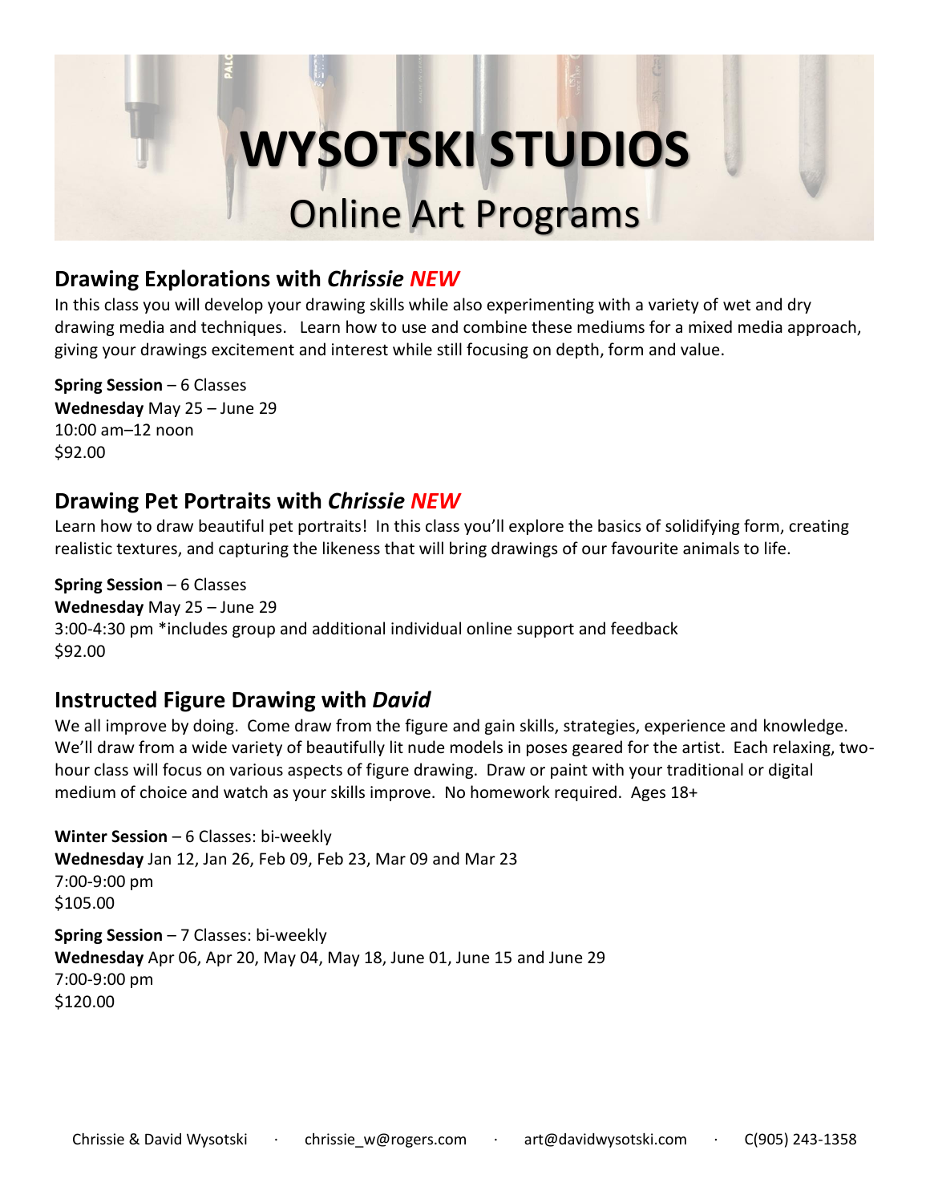# WYSOTSKI STUDIOS

## Online Art Programs

### Drawing Explorations with *Chrissie* *NEW*

In this class you will develop your drawing skills while also experimenting with a variety of wet and dry drawing media and techniques. Learn how to use and combine these mediums for a mixed media approach, giving your drawings excitement and interest while still focusing on depth, form and value.

**Spring Session** – 6 Classes
**Wednesday** May 25 – June 29
10:00 am–12 noon
$92.00

### Drawing Pet Portraits with *Chrissie* *NEW*

Learn how to draw beautiful pet portraits! In this class you'll explore the basics of solidifying form, creating realistic textures, and capturing the likeness that will bring drawings of our favourite animals to life.

**Spring Session** – 6 Classes
**Wednesday** May 25 – June 29
3:00-4:30 pm *includes group and additional individual online support and feedback
$92.00

### Instructed Figure Drawing with *David*

We all improve by doing. Come draw from the figure and gain skills, strategies, experience and knowledge. We'll draw from a wide variety of beautifully lit nude models in poses geared for the artist. Each relaxing, two-hour class will focus on various aspects of figure drawing. Draw or paint with your traditional or digital medium of choice and watch as your skills improve. No homework required. Ages 18+

**Winter Session** – 6 Classes: bi-weekly
**Wednesday** Jan 12, Jan 26, Feb 09, Feb 23, Mar 09 and Mar 23
7:00-9:00 pm
$105.00

**Spring Session** – 7 Classes: bi-weekly
**Wednesday** Apr 06, Apr 20, May 04, May 18, June 01, June 15 and June 29
7:00-9:00 pm
$120.00

Chrissie & David Wysotski · chrissie_w@rogers.com · art@davidwysotski.com · C(905) 243-1358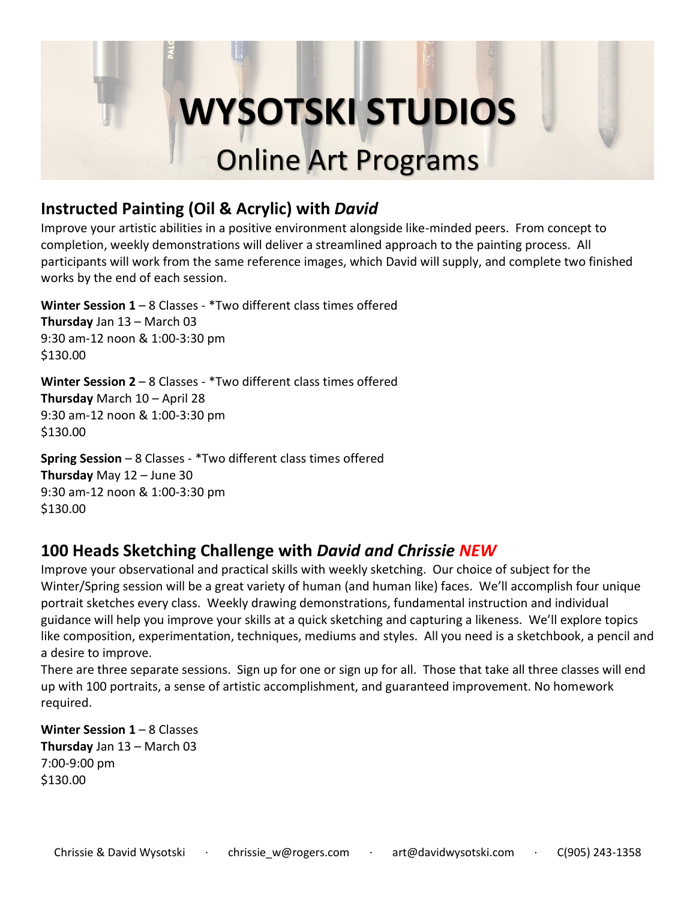# WYSOTSKI STUDIOS

## Online Art Programs

### Instructed Painting (Oil & Acrylic) with *David*

Improve your artistic abilities in a positive environment alongside like-minded peers. From concept to completion, weekly demonstrations will deliver a streamlined approach to the painting process. All participants will work from the same reference images, which David will supply, and complete two finished works by the end of each session.

**Winter Session 1** – 8 Classes - *Two different class times offered
**Thursday** Jan 13 – March 03
9:30 am-12 noon & 1:00-3:30 pm
$130.00

**Winter Session 2** – 8 Classes - *Two different class times offered
**Thursday** March 10 – April 28
9:30 am-12 noon & 1:00-3:30 pm
$130.00

**Spring Session** – 8 Classes - *Two different class times offered
**Thursday** May 12 – June 30
9:30 am-12 noon & 1:00-3:30 pm
$130.00

### 100 Heads Sketching Challenge with *David and Chrissie* ***NEW***

Improve your observational and practical skills with weekly sketching. Our choice of subject for the Winter/Spring session will be a great variety of human (and human like) faces. We'll accomplish four unique portrait sketches every class. Weekly drawing demonstrations, fundamental instruction and individual guidance will help you improve your skills at a quick sketching and capturing a likeness. We'll explore topics like composition, experimentation, techniques, mediums and styles. All you need is a sketchbook, a pencil and a desire to improve.
There are three separate sessions. Sign up for one or sign up for all. Those that take all three classes will end up with 100 portraits, a sense of artistic accomplishment, and guaranteed improvement. No homework required.

**Winter Session 1** – 8 Classes
**Thursday** Jan 13 – March 03
7:00-9:00 pm
$130.00

Chrissie & David Wysotski · chrissie_w@rogers.com · art@davidwysotski.com · C(905) 243-1358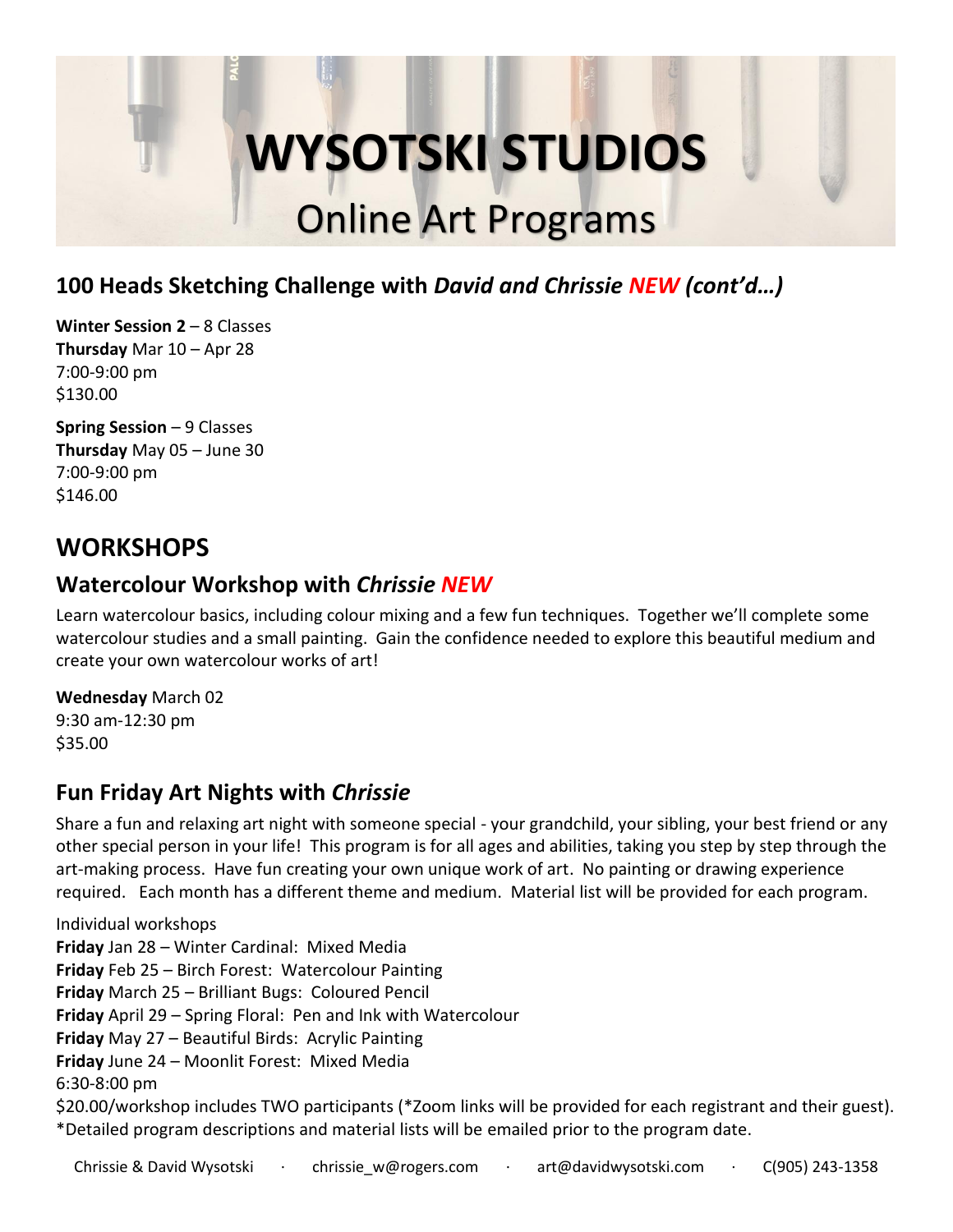# WYSOTSKI STUDIOS

## Online Art Programs

## 100 Heads Sketching Challenge with *David and Chrissie* ***NEW*** ***(cont'd…)***

**Winter Session 2** – 8 Classes
**Thursday** Mar 10 – Apr 28
7:00-9:00 pm
$130.00

**Spring Session** – 9 Classes
**Thursday** May 05 – June 30
7:00-9:00 pm
$146.00

# WORKSHOPS

## Watercolour Workshop with *Chrissie* ***NEW***

Learn watercolour basics, including colour mixing and a few fun techniques. Together we'll complete some watercolour studies and a small painting. Gain the confidence needed to explore this beautiful medium and create your own watercolour works of art!

**Wednesday** March 02
9:30 am-12:30 pm
$35.00

## Fun Friday Art Nights with *Chrissie*

Share a fun and relaxing art night with someone special - your grandchild, your sibling, your best friend or any other special person in your life! This program is for all ages and abilities, taking you step by step through the art-making process. Have fun creating your own unique work of art. No painting or drawing experience required. Each month has a different theme and medium. Material list will be provided for each program.

Individual workshops
**Friday** Jan 28 – Winter Cardinal: Mixed Media
**Friday** Feb 25 – Birch Forest: Watercolour Painting
**Friday** March 25 – Brilliant Bugs: Coloured Pencil
**Friday** April 29 – Spring Floral: Pen and Ink with Watercolour
**Friday** May 27 – Beautiful Birds: Acrylic Painting
**Friday** June 24 – Moonlit Forest: Mixed Media
6:30-8:00 pm
$20.00/workshop includes TWO participants (*Zoom links will be provided for each registrant and their guest).
*Detailed program descriptions and material lists will be emailed prior to the program date.

Chrissie & David Wysotski · chrissie_w@rogers.com · art@davidwysotski.com · C(905) 243-1358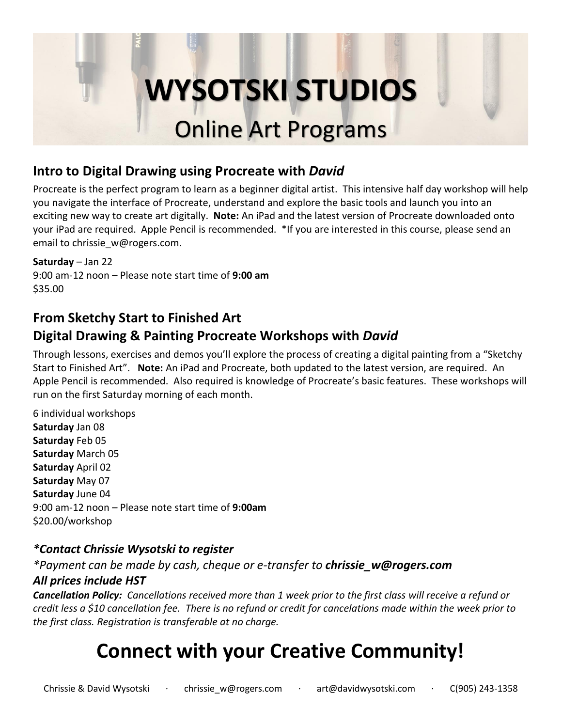# WYSOTSKI STUDIOS

## Online Art Programs

### Intro to Digital Drawing using Procreate with *David*

Procreate is the perfect program to learn as a beginner digital artist. This intensive half day workshop will help you navigate the interface of Procreate, understand and explore the basic tools and launch you into an exciting new way to create art digitally. **Note:** An iPad and the latest version of Procreate downloaded onto your iPad are required. Apple Pencil is recommended. *If you are interested in this course, please send an email to chrissie_w@rogers.com.

**Saturday** – Jan 22
9:00 am-12 noon – Please note start time of **9:00 am**
$35.00

### From Sketchy Start to Finished Art
### Digital Drawing & Painting Procreate Workshops with *David*

Through lessons, exercises and demos you'll explore the process of creating a digital painting from a "Sketchy Start to Finished Art". **Note:** An iPad and Procreate, both updated to the latest version, are required. An Apple Pencil is recommended. Also required is knowledge of Procreate's basic features. These workshops will run on the first Saturday morning of each month.

6 individual workshops
**Saturday** Jan 08
**Saturday** Feb 05
**Saturday** March 05
**Saturday** April 02
**Saturday** May 07
**Saturday** June 04
9:00 am-12 noon – Please note start time of **9:00am**
$20.00/workshop

***\*Contact Chrissie Wysotski to register***

*\*Payment can be made by cash, cheque or e-transfer to **chrissie_w@rogers.com***

***All prices include HST***

***Cancellation Policy:** Cancellations received more than 1 week prior to the first class will receive a refund or credit less a $10 cancellation fee. There is no refund or credit for cancelations made within the week prior to the first class. Registration is transferable at no charge.*

# Connect with your Creative Community!

Chrissie & David Wysotski · chrissie_w@rogers.com · art@davidwysotski.com · C(905) 243-1358